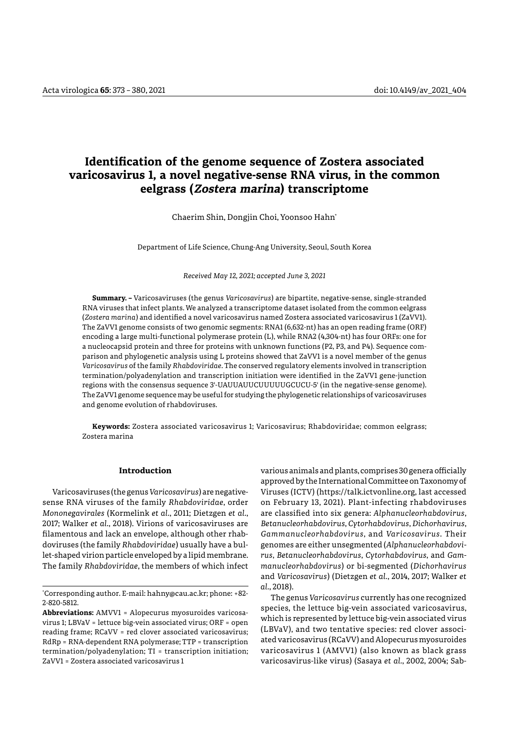# Identification of the genome sequence of Zostera associated varicosavirus 1, a novel negative-sense RNA virus, in the common eelgrass (*Zostera marina*) transcriptome

Chaerim Shin, Dongjin Choi, Yoonsoo Hahn*

Department of Life Science, Chung-Ang University, Seoul, South Korea

*Received May 12, 2021; accepted June 3, 2021*

**Summary. –** Varicosaviruses (the genus *Varicosavirus*) are bipartite, negative-sense, single-stranded RNA viruses that infect plants. We analyzed a transcriptome dataset isolated from the common eelgrass (*Zostera marina*) and identified a novel varicosavirus named Zostera associated varicosavirus 1 (ZaVV1). The ZaVV1 genome consists of two genomic segments: RNA1 (6,632-nt) has an open reading frame (ORF) encoding a large multi-functional polymerase protein (L), while RNA2 (4,304-nt) has four ORFs: one for a nucleocapsid protein and three for proteins with unknown functions (P2, P3, and P4). Sequence comparison and phylogenetic analysis using L proteins showed that ZaVV1 is a novel member of the genus *Varicosavirus* of the family *Rhabdoviridae*. The conserved regulatory elements involved in transcription termination/polyadenylation and transcription initiation were identified in the ZaVV1 gene-junction regions with the consensus sequence 3'-UAUUAUUCUUUUUGCUCU-5' (in the negative-sense genome). The ZaVV1 genome sequence may be useful for studying the phylogenetic relationships of varicosaviruses and genome evolution of rhabdoviruses.

**Keywords:** Zostera associated varicosavirus 1; Varicosavirus; Rhabdoviridae; common eelgrass; Zostera marina

## Introduction

Varicosaviruses (the genus *Varicosavirus*) are negative-sense RNA viruses of the family *Rhabdoviridae*, order *Mononegavirales* (Kormelink *et al*., 2011; Dietzgen *et al*., 2017; Walker *et al*., 2018). Virions of varicosaviruses are filamentous and lack an envelope, although other rhabdoviruses (the family *Rhabdoviridae*) usually have a bullet-shaped virion particle enveloped by a lipid membrane. The family *Rhabdoviridae*, the members of which infect various animals and plants, comprises 30 genera officially approved by the International Committee on Taxonomy of Viruses (ICTV) (https://talk.ictvonline.org, last accessed on February 13, 2021). Plant-infecting rhabdoviruses are classified into six genera: *Alphanucleorhabdovirus*, *Betanucleorhabdovirus*, *Cytorhabdovirus*, *Dichorhavirus*, *Gammanucleorhabdovirus*, and *Varicosavirus*. Their genomes are either unsegmented (*Alphanucleorhabdovirus*, *Betanucleorhabdovirus*, *Cytorhabdovirus*, and *Gammanucleorhabdovirus*) or bi-segmented (*Dichorhavirus* and *Varicosavirus*) (Dietzgen *et al*., 2014, 2017; Walker *et al*., 2018).

The genus *Varicosavirus* currently has one recognized species, the lettuce big-vein associated varicosavirus, which is represented by lettuce big-vein associated virus (LBVaV), and two tentative species: red clover associated varicosavirus (RCaVV) and Alopecurus myosuroides varicosavirus 1 (AMVV1) (also known as black grass varicosavirus-like virus) (Sasaya *et al*., 2002, 2004; Sab-

*Corresponding author. E-mail: hahny@cau.ac.kr; phone: +82-2-820-5812.

**Abbreviations:** AMVV1 = Alopecurus myosuroides varicosavirus 1; LBVaV = lettuce big-vein associated virus; ORF = open reading frame; RCaVV = red clover associated varicosavirus; RdRp = RNA-dependent RNA polymerase; TTP = transcription termination/polyadenylation; TI = transcription initiation; ZaVV1 = Zostera associated varicosavirus 1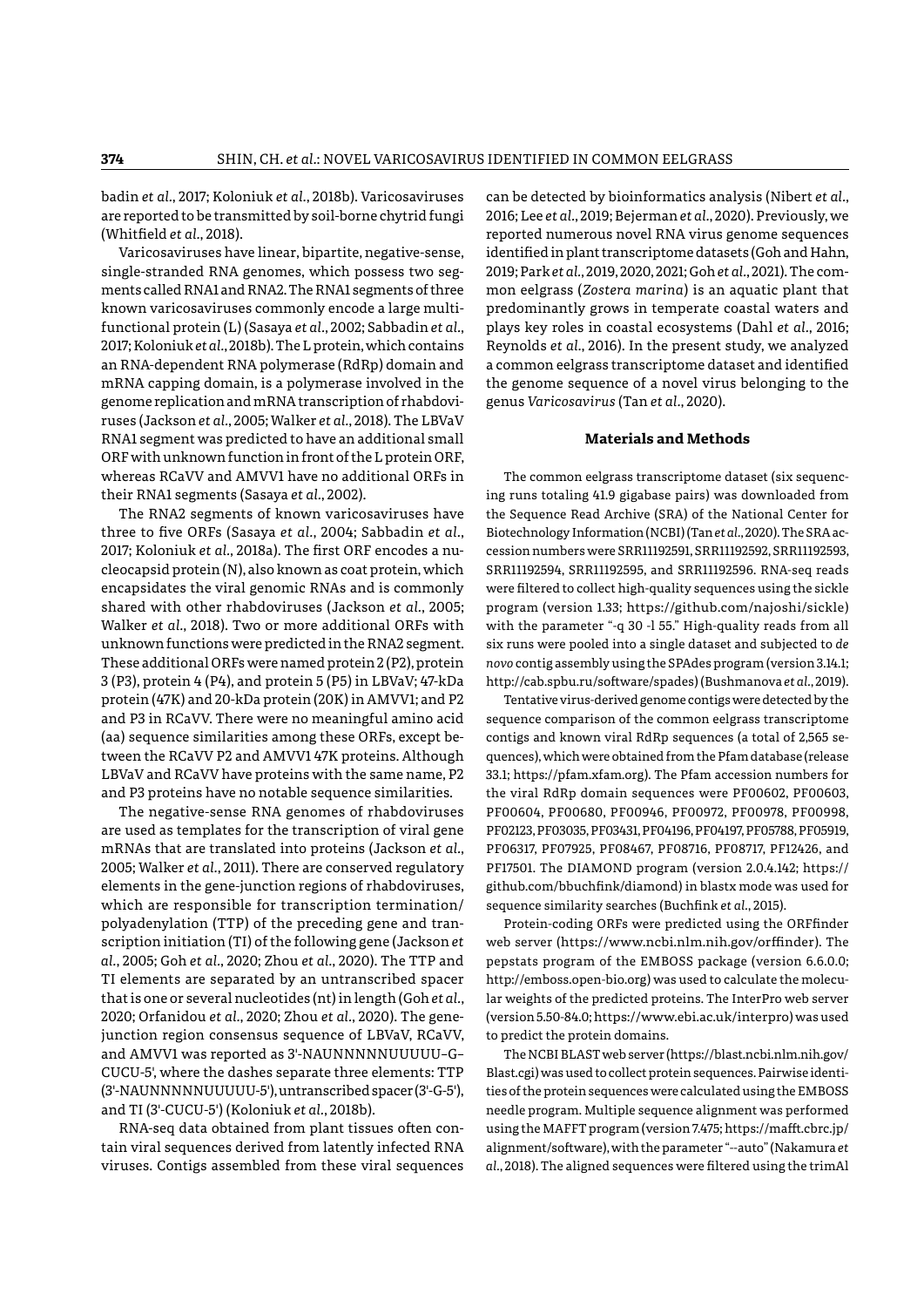badin *et al*., 2017; Koloniuk *et al*., 2018b). Varicosaviruses are reported to be transmitted by soil-borne chytrid fungi (Whitfield *et al*., 2018).

Varicosaviruses have linear, bipartite, negative-sense, single-stranded RNA genomes, which possess two segments called RNA1 and RNA2. The RNA1 segments of three known varicosaviruses commonly encode a large multifunctional protein (L) (Sasaya *et al*., 2002; Sabbadin *et al*., 2017; Koloniuk *et al*., 2018b). The L protein, which contains an RNA-dependent RNA polymerase (RdRp) domain and mRNA capping domain, is a polymerase involved in the genome replication and mRNA transcription of rhabdoviruses (Jackson *et al*., 2005; Walker *et al*., 2018). The LBVaV RNA1 segment was predicted to have an additional small ORF with unknown function in front of the L protein ORF, whereas RCaVV and AMVV1 have no additional ORFs in their RNA1 segments (Sasaya *et al*., 2002).

The RNA2 segments of known varicosaviruses have three to five ORFs (Sasaya *et al*., 2004; Sabbadin *et al*., 2017; Koloniuk *et al*., 2018a). The first ORF encodes a nucleocapsid protein (N), also known as coat protein, which encapsidates the viral genomic RNAs and is commonly shared with other rhabdoviruses (Jackson *et al*., 2005; Walker *et al*., 2018). Two or more additional ORFs with unknown functions were predicted in the RNA2 segment. These additional ORFs were named protein 2 (P2), protein 3 (P3), protein 4 (P4), and protein 5 (P5) in LBVaV; 47-kDa protein (47K) and 20-kDa protein (20K) in AMVV1; and P2 and P3 in RCaVV. There were no meaningful amino acid (aa) sequence similarities among these ORFs, except between the RCaVV P2 and AMVV1 47K proteins. Although LBVaV and RCaVV have proteins with the same name, P2 and P3 proteins have no notable sequence similarities.

The negative-sense RNA genomes of rhabdoviruses are used as templates for the transcription of viral gene mRNAs that are translated into proteins (Jackson *et al*., 2005; Walker *et al*., 2011). There are conserved regulatory elements in the gene-junction regions of rhabdoviruses, which are responsible for transcription termination/polyadenylation (TTP) of the preceding gene and transcription initiation (TI) of the following gene (Jackson *et al*., 2005; Goh *et al*., 2020; Zhou *et al*., 2020). The TTP and TI elements are separated by an untranscribed spacer that is one or several nucleotides (nt) in length (Goh *et al*., 2020; Orfanidou *et al*., 2020; Zhou *et al*., 2020). The gene-junction region consensus sequence of LBVaV, RCaVV, and AMVV1 was reported as 3'-NAUNNNNNUUUUU–G–CUCU-5', where the dashes separate three elements: TTP (3'-NAUNNNNNUUUUU-5'), untranscribed spacer (3'-G-5'), and TI (3'-CUCU-5') (Koloniuk *et al*., 2018b).

RNA-seq data obtained from plant tissues often contain viral sequences derived from latently infected RNA viruses. Contigs assembled from these viral sequences can be detected by bioinformatics analysis (Nibert *et al*., 2016; Lee *et al*., 2019; Bejerman *et al*., 2020). Previously, we reported numerous novel RNA virus genome sequences identified in plant transcriptome datasets (Goh and Hahn, 2019; Park *et al*., 2019, 2020, 2021; Goh *et al*., 2021). The common eelgrass (*Zostera marina*) is an aquatic plant that predominantly grows in temperate coastal waters and plays key roles in coastal ecosystems (Dahl *et al*., 2016; Reynolds *et al*., 2016). In the present study, we analyzed a common eelgrass transcriptome dataset and identified the genome sequence of a novel virus belonging to the genus *Varicosavirus* (Tan *et al*., 2020).

## Materials and Methods

The common eelgrass transcriptome dataset (six sequencing runs totaling 41.9 gigabase pairs) was downloaded from the Sequence Read Archive (SRA) of the National Center for Biotechnology Information (NCBI) (Tan *et al*., 2020). The SRA accession numbers were SRR11192591, SRR11192592, SRR11192593, SRR11192594, SRR11192595, and SRR11192596. RNA-seq reads were filtered to collect high-quality sequences using the sickle program (version 1.33; https://github.com/najoshi/sickle) with the parameter "-q 30 -l 55." High-quality reads from all six runs were pooled into a single dataset and subjected to *de novo* contig assembly using the SPAdes program (version 3.14.1; http://cab.spbu.ru/software/spades) (Bushmanova *et al*., 2019).

Tentative virus-derived genome contigs were detected by the sequence comparison of the common eelgrass transcriptome contigs and known viral RdRp sequences (a total of 2,565 sequences), which were obtained from the Pfam database (release 33.1; https://pfam.xfam.org). The Pfam accession numbers for the viral RdRp domain sequences were PF00602, PF00603, PF00604, PF00680, PF00946, PF00972, PF00978, PF00998, PF02123, PF03035, PF03431, PF04196, PF04197, PF05788, PF05919, PF06317, PF07925, PF08467, PF08716, PF08717, PF12426, and PF17501. The DIAMOND program (version 2.0.4.142; https://github.com/bbuchfink/diamond) in blastx mode was used for sequence similarity searches (Buchfink *et al*., 2015).

Protein-coding ORFs were predicted using the ORFfinder web server (https://www.ncbi.nlm.nih.gov/orffinder). The pepstats program of the EMBOSS package (version 6.6.0.0; http://emboss.open-bio.org) was used to calculate the molecular weights of the predicted proteins. The InterPro web server (version 5.50-84.0; https://www.ebi.ac.uk/interpro) was used to predict the protein domains.

The NCBI BLAST web server (https://blast.ncbi.nlm.nih.gov/Blast.cgi) was used to collect protein sequences. Pairwise identities of the protein sequences were calculated using the EMBOSS needle program. Multiple sequence alignment was performed using the MAFFT program (version 7.475; https://mafft.cbrc.jp/alignment/software), with the parameter "--auto" (Nakamura *et al*., 2018). The aligned sequences were filtered using the trimAl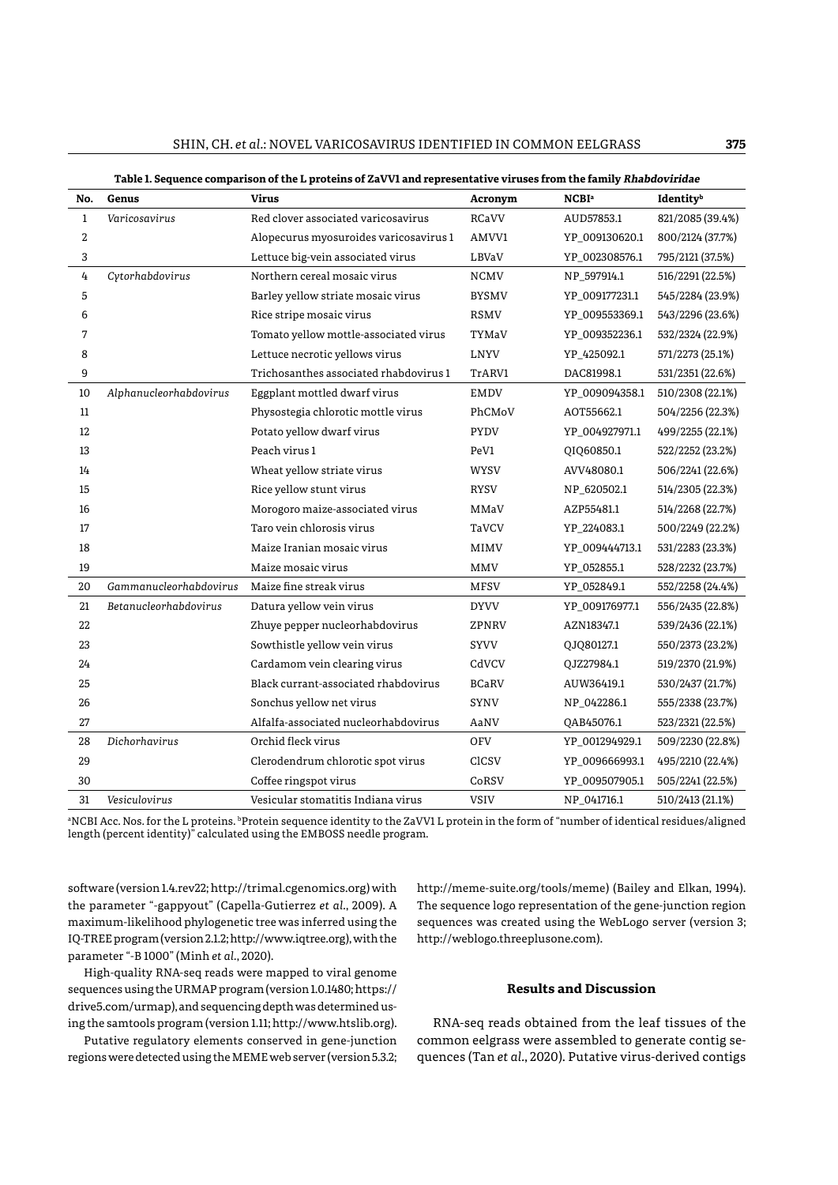**Table 1. Sequence comparison of the L proteins of ZaVV1 and representative viruses from the family *Rhabdoviridae***

| No. | Genus | Virus | Acronym | NCBI[a] | Identity[b] |
|---|---|---|---|---|---|
| 1 | *Varicosavirus* | Red clover associated varicosavirus | RCaVV | AUD57853.1 | 821/2085 (39.4%) |
| 2 | | Alopecurus myosuroides varicosavirus 1 | AMVV1 | YP_009130620.1 | 800/2124 (37.7%) |
| 3 | | Lettuce big-vein associated virus | LBVaV | YP_002308576.1 | 795/2121 (37.5%) |
| 4 | *Cytorhabdovirus* | Northern cereal mosaic virus | NCMV | NP_597914.1 | 516/2291 (22.5%) |
| 5 | | Barley yellow striate mosaic virus | BYSMV | YP_009177231.1 | 545/2284 (23.9%) |
| 6 | | Rice stripe mosaic virus | RSMV | YP_009553369.1 | 543/2296 (23.6%) |
| 7 | | Tomato yellow mottle-associated virus | TYMaV | YP_009352236.1 | 532/2324 (22.9%) |
| 8 | | Lettuce necrotic yellows virus | LNYV | YP_425092.1 | 571/2273 (25.1%) |
| 9 | | Trichosanthes associated rhabdovirus 1 | TrARV1 | DAC81998.1 | 531/2351 (22.6%) |
| 10 | *Alphanucleorhabdovirus* | Eggplant mottled dwarf virus | EMDV | YP_009094358.1 | 510/2308 (22.1%) |
| 11 | | Physostegia chlorotic mottle virus | PhCMoV | AOT55662.1 | 504/2256 (22.3%) |
| 12 | | Potato yellow dwarf virus | PYDV | YP_004927971.1 | 499/2255 (22.1%) |
| 13 | | Peach virus 1 | PeV1 | QIQ60850.1 | 522/2252 (23.2%) |
| 14 | | Wheat yellow striate virus | WYSV | AVV48080.1 | 506/2241 (22.6%) |
| 15 | | Rice yellow stunt virus | RYSV | NP_620502.1 | 514/2305 (22.3%) |
| 16 | | Morogoro maize-associated virus | MMaV | AZP55481.1 | 514/2268 (22.7%) |
| 17 | | Taro vein chlorosis virus | TaVCV | YP_224083.1 | 500/2249 (22.2%) |
| 18 | | Maize Iranian mosaic virus | MIMV | YP_009444713.1 | 531/2283 (23.3%) |
| 19 | | Maize mosaic virus | MMV | YP_052855.1 | 528/2232 (23.7%) |
| 20 | *Gammanucleorhabdovirus* | Maize fine streak virus | MFSV | YP_052849.1 | 552/2258 (24.4%) |
| 21 | *Betanucleorhabdovirus* | Datura yellow vein virus | DYVV | YP_009176977.1 | 556/2435 (22.8%) |
| 22 | | Zhuye pepper nucleorhabdovirus | ZPNRV | AZN18347.1 | 539/2436 (22.1%) |
| 23 | | Sowthistle yellow vein virus | SYVV | QJQ80127.1 | 550/2373 (23.2%) |
| 24 | | Cardamom vein clearing virus | CdVCV | QJZ27984.1 | 519/2370 (21.9%) |
| 25 | | Black currant-associated rhabdovirus | BCaRV | AUW36419.1 | 530/2437 (21.7%) |
| 26 | | Sonchus yellow net virus | SYNV | NP_042286.1 | 555/2338 (23.7%) |
| 27 | | Alfalfa-associated nucleorhabdovirus | AaNV | QAB45076.1 | 523/2321 (22.5%) |
| 28 | *Dichorhavirus* | Orchid fleck virus | OFV | YP_001294929.1 | 509/2230 (22.8%) |
| 29 | | Clerodendrum chlorotic spot virus | ClCSV | YP_009666993.1 | 495/2210 (22.4%) |
| 30 | | Coffee ringspot virus | CoRSV | YP_009507905.1 | 505/2241 (22.5%) |
| 31 | *Vesiculovirus* | Vesicular stomatitis Indiana virus | VSIV | NP_041716.1 | 510/2413 (21.1%) |

[a]NCBI Acc. Nos. for the L proteins. [b]Protein sequence identity to the ZaVV1 L protein in the form of "number of identical residues/aligned length (percent identity)" calculated using the EMBOSS needle program.

software (version 1.4.rev22; http://trimal.cgenomics.org) with the parameter "-gappyout" (Capella-Gutierrez *et al*., 2009). A maximum-likelihood phylogenetic tree was inferred using the IQ-TREE program (version 2.1.2; http://www.iqtree.org), with the parameter "-B 1000" (Minh *et al*., 2020).

High-quality RNA-seq reads were mapped to viral genome sequences using the URMAP program (version 1.0.1480; https://drive5.com/urmap), and sequencing depth was determined using the samtools program (version 1.11; http://www.htslib.org).

Putative regulatory elements conserved in gene-junction regions were detected using the MEME web server (version 5.3.2; http://meme-suite.org/tools/meme) (Bailey and Elkan, 1994). The sequence logo representation of the gene-junction region sequences was created using the WebLogo server (version 3; http://weblogo.threeplusone.com).

## Results and Discussion

RNA-seq reads obtained from the leaf tissues of the common eelgrass were assembled to generate contig sequences (Tan *et al*., 2020). Putative virus-derived contigs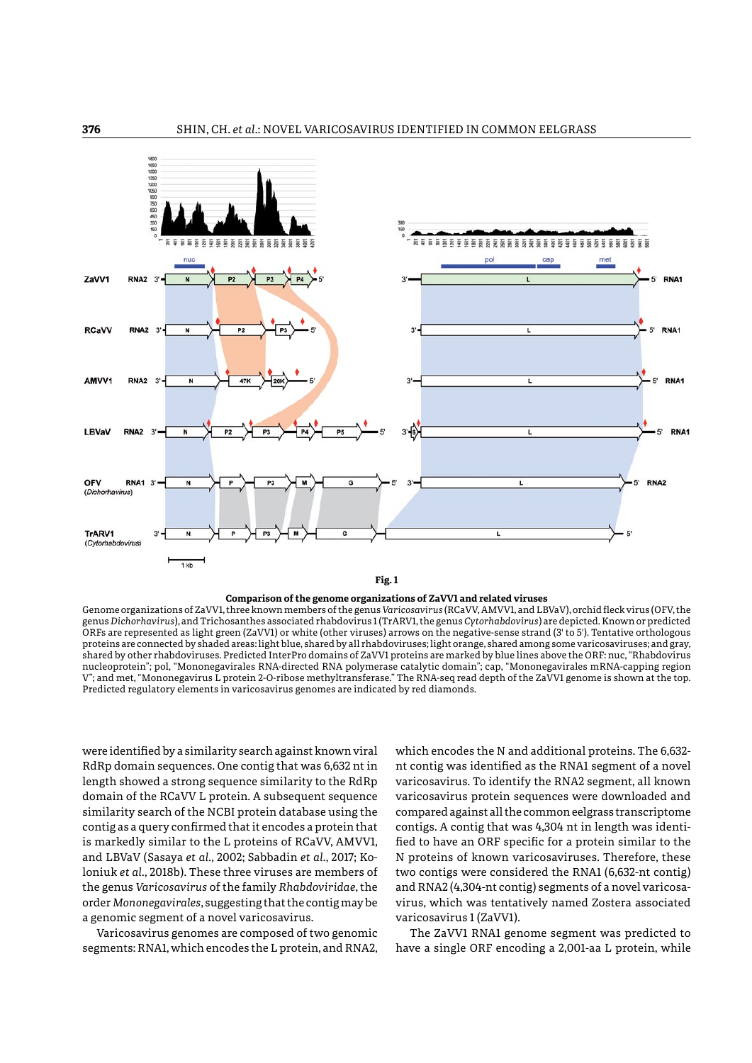**Fig. 1**

**Comparison of the genome organizations of ZaVV1 and related viruses**

Genome organizations of ZaVV1, three known members of the genus *Varicosavirus* (RCaVV, AMVV1, and LBVaV), orchid fleck virus (OFV, the genus *Dichorhavirus*), and Trichosanthes associated rhabdovirus 1 (TrARV1, the genus *Cytorhabdovirus*) are depicted. Known or predicted ORFs are represented as light green (ZaVV1) or white (other viruses) arrows on the negative-sense strand (3′ to 5′). Tentative orthologous proteins are connected by shaded areas: light blue, shared by all rhabdoviruses; light orange, shared among some varicosaviruses; and gray, shared by other rhabdoviruses. Predicted InterPro domains of ZaVV1 proteins are marked by blue lines above the ORF: nuc, "Rhabdovirus nucleoprotein"; pol, "Mononegavirales RNA-directed RNA polymerase catalytic domain"; cap, "Mononegavirales mRNA-capping region V"; and met, "Mononegavirus L protein 2-O-ribose methyltransferase." The RNA-seq read depth of the ZaVV1 genome is shown at the top. Predicted regulatory elements in varicosavirus genomes are indicated by red diamonds.

were identified by a similarity search against known viral RdRp domain sequences. One contig that was 6,632 nt in length showed a strong sequence similarity to the RdRp domain of the RCaVV L protein. A subsequent sequence similarity search of the NCBI protein database using the contig as a query confirmed that it encodes a protein that is markedly similar to the L proteins of RCaVV, AMVV1, and LBVaV (Sasaya *et al*., 2002; Sabbadin *et al*., 2017; Koloniuk *et al*., 2018b). These three viruses are members of the genus *Varicosavirus* of the family *Rhabdoviridae*, the order *Mononegavirales*, suggesting that the contig may be a genomic segment of a novel varicosavirus.

Varicosavirus genomes are composed of two genomic segments: RNA1, which encodes the L protein, and RNA2, which encodes the N and additional proteins. The 6,632-nt contig was identified as the RNA1 segment of a novel varicosavirus. To identify the RNA2 segment, all known varicosavirus protein sequences were downloaded and compared against all the common eelgrass transcriptome contigs. A contig that was 4,304 nt in length was identified to have an ORF specific for a protein similar to the N proteins of known varicosaviruses. Therefore, these two contigs were considered the RNA1 (6,632-nt contig) and RNA2 (4,304-nt contig) segments of a novel varicosavirus, which was tentatively named Zostera associated varicosavirus 1 (ZaVV1).

The ZaVV1 RNA1 genome segment was predicted to have a single ORF encoding a 2,001-aa L protein, while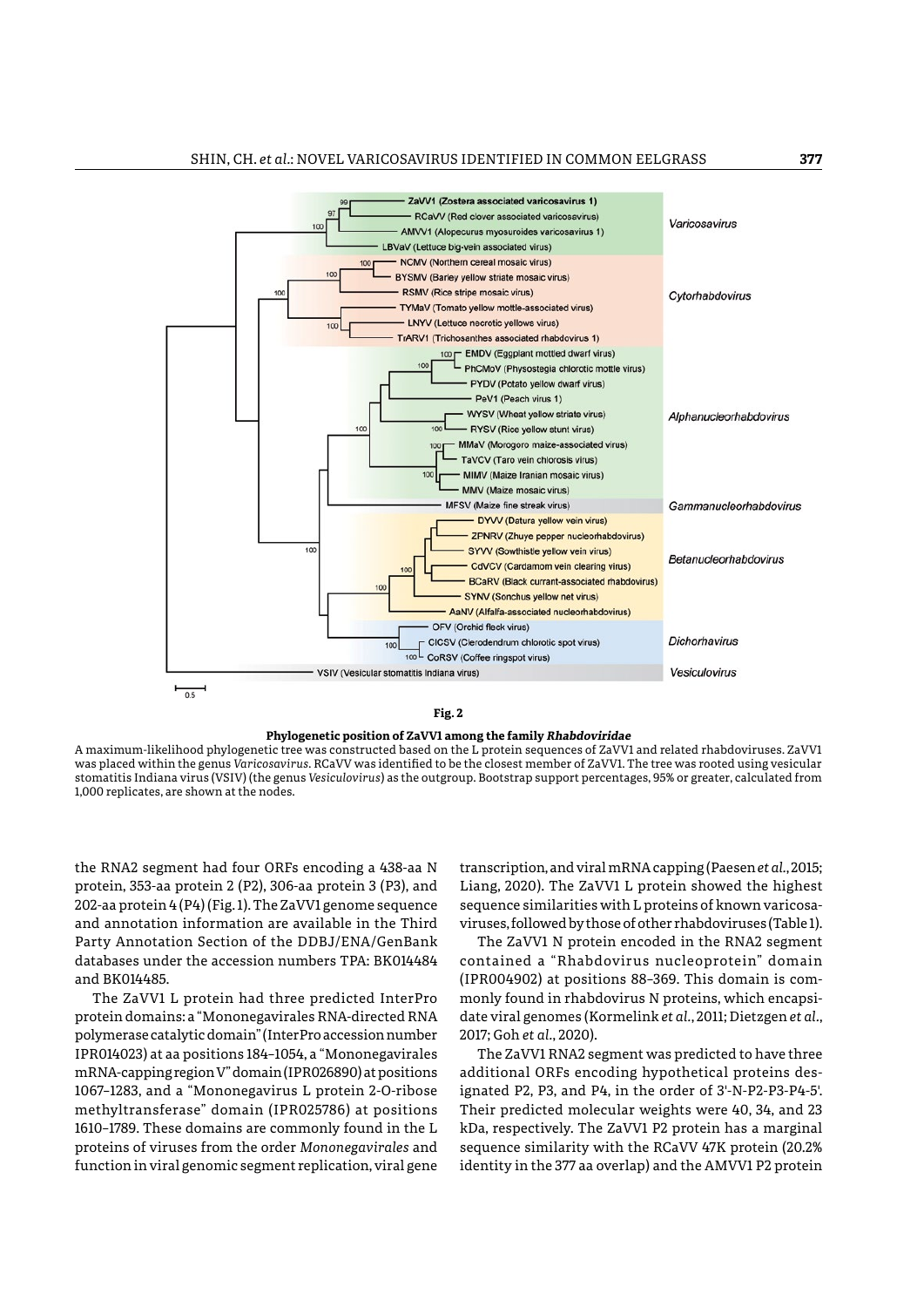**Fig. 2**

**Phylogenetic position of ZaVV1 among the family *Rhabdoviridae***

A maximum-likelihood phylogenetic tree was constructed based on the L protein sequences of ZaVV1 and related rhabdoviruses. ZaVV1 was placed within the genus *Varicosavirus*. RCaVV was identified to be the closest member of ZaVV1. The tree was rooted using vesicular stomatitis Indiana virus (VSIV) (the genus *Vesiculovirus*) as the outgroup. Bootstrap support percentages, 95% or greater, calculated from 1,000 replicates, are shown at the nodes.

the RNA2 segment had four ORFs encoding a 438-aa N protein, 353-aa protein 2 (P2), 306-aa protein 3 (P3), and 202-aa protein 4 (P4) (Fig. 1). The ZaVV1 genome sequence and annotation information are available in the Third Party Annotation Section of the DDBJ/ENA/GenBank databases under the accession numbers TPA: BK014484 and BK014485.

The ZaVV1 L protein had three predicted InterPro protein domains: a "Mononegavirales RNA-directed RNA polymerase catalytic domain" (InterPro accession number IPR014023) at aa positions 184–1054, a "Mononegavirales mRNA-capping region V" domain (IPR026890) at positions 1067–1283, and a "Mononegavirus L protein 2-O-ribose methyltransferase" domain (IPR025786) at positions 1610–1789. These domains are commonly found in the L proteins of viruses from the order *Mononegavirales* and function in viral genomic segment replication, viral gene transcription, and viral mRNA capping (Paesen *et al.*, 2015; Liang, 2020). The ZaVV1 L protein showed the highest sequence similarities with L proteins of known varicosaviruses, followed by those of other rhabdoviruses (Table 1).

The ZaVV1 N protein encoded in the RNA2 segment contained a "Rhabdovirus nucleoprotein" domain (IPR004902) at positions 88–369. This domain is commonly found in rhabdovirus N proteins, which encapsidate viral genomes (Kormelink *et al.*, 2011; Dietzgen *et al.*, 2017; Goh *et al.*, 2020).

The ZaVV1 RNA2 segment was predicted to have three additional ORFs encoding hypothetical proteins designated P2, P3, and P4, in the order of 3'-N-P2-P3-P4-5'. Their predicted molecular weights were 40, 34, and 23 kDa, respectively. The ZaVV1 P2 protein has a marginal sequence similarity with the RCaVV 47K protein (20.2% identity in the 377 aa overlap) and the AMVV1 P2 protein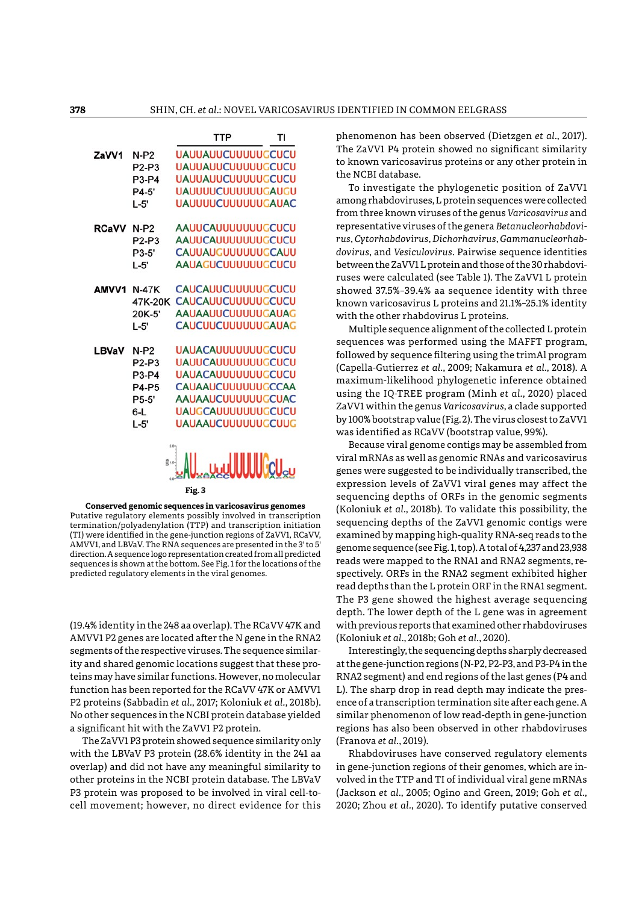| | | TTP | TI |
|---|---|---|---|
| ZaVV1 | N-P2 | UAUUAUUCUUUUUG | CUCU |
| | P2-P3 | UAUUAUUCUUUUUG | CUCU |
| | P3-P4 | UAUUAUUCUUUUUG | CUCU |
| | P4-5' | UAUUUUCUUUUUUG | AUGU |
| | L-5' | UAUUUUCUUUUUUG | AUAC |
| RCaVV | N-P2 | AAUUCAUUUUUUUG | CUCU |
| | P2-P3 | AAUUCAUUUUUUUG | CUCU |
| | P3-5' | CAUUAUGUUUUUUC | AUU |
| | L-5' | AAUAGUCUUUUUUG | CUCU |
| AMVV1 | N-47K | CAUCAUUCUUUUUG | CUCU |
| | 47K-20K | CAUCAUUCUUUUUG | CUCU |
| | 20K-5' | AAUAAUUCUUUUUG | AUAG |
| | L-5' | CAUCUUCUUUUUUG | AUAG |
| LBVaV | N-P2 | UAUACAUUUUUUUG | CUCU |
| | P2-P3 | UAUUCAUUUUUUUG | CUCU |
| | P3-P4 | UAUACAUUUUUUUG | CUCU |
| | P4-P5 | CAUAAUCUUUUUUG | CCAA |
| | P5-5' | AAUAAUCUUUUUUG | CUAC |
| | 6-L | UAUGCAUUUUUUUG | CUCU |
| | L-5' | UAUAAUCUUUUUUG | CUUG |

**Fig. 3**

**Conserved genomic sequences in varicosavirus genomes**
Putative regulatory elements possibly involved in transcription termination/polyadenylation (TTP) and transcription initiation (TI) were identified in the gene-junction regions of ZaVV1, RCaVV, AMVV1, and LBVaV. The RNA sequences are presented in the 3' to 5' direction. A sequence logo representation created from all predicted sequences is shown at the bottom. See Fig. 1 for the locations of the predicted regulatory elements in the viral genomes.

(19.4% identity in the 248 aa overlap). The RCaVV 47K and AMVV1 P2 genes are located after the N gene in the RNA2 segments of the respective viruses. The sequence similarity and shared genomic locations suggest that these proteins may have similar functions. However, no molecular function has been reported for the RCaVV 47K or AMVV1 P2 proteins (Sabbadin *et al.*, 2017; Koloniuk *et al.*, 2018b). No other sequences in the NCBI protein database yielded a significant hit with the ZaVV1 P2 protein.

The ZaVV1 P3 protein showed sequence similarity only with the LBVaV P3 protein (28.6% identity in the 241 aa overlap) and did not have any meaningful similarity to other proteins in the NCBI protein database. The LBVaV P3 protein was proposed to be involved in viral cell-to-cell movement; however, no direct evidence for this phenomenon has been observed (Dietzgen *et al.*, 2017). The ZaVV1 P4 protein showed no significant similarity to known varicosavirus proteins or any other protein in the NCBI database.

To investigate the phylogenetic position of ZaVV1 among rhabdoviruses, L protein sequences were collected from three known viruses of the genus *Varicosavirus* and representative viruses of the genera *Betanucleorhabdovirus*, *Cytorhabdovirus*, *Dichorhavirus*, *Gammanucleorhabdovirus*, and *Vesiculovirus*. Pairwise sequence identities between the ZaVV1 L protein and those of the 30 rhabdoviruses were calculated (see Table 1). The ZaVV1 L protein showed 37.5%–39.4% aa sequence identity with three known varicosavirus L proteins and 21.1%–25.1% identity with the other rhabdovirus L proteins.

Multiple sequence alignment of the collected L protein sequences was performed using the MAFFT program, followed by sequence filtering using the trimAl program (Capella-Gutierrez *et al.*, 2009; Nakamura *et al.*, 2018). A maximum-likelihood phylogenetic inference obtained using the IQ-TREE program (Minh *et al.*, 2020) placed ZaVV1 within the genus *Varicosavirus*, a clade supported by 100% bootstrap value (Fig. 2). The virus closest to ZaVV1 was identified as RCaVV (bootstrap value, 99%).

Because viral genome contigs may be assembled from viral mRNAs as well as genomic RNAs and varicosavirus genes were suggested to be individually transcribed, the expression levels of ZaVV1 viral genes may affect the sequencing depths of ORFs in the genomic segments (Koloniuk *et al.*, 2018b). To validate this possibility, the sequencing depths of the ZaVV1 genomic contigs were examined by mapping high-quality RNA-seq reads to the genome sequence (see Fig. 1, top). A total of 4,237 and 23,938 reads were mapped to the RNA1 and RNA2 segments, respectively. ORFs in the RNA2 segment exhibited higher read depths than the L protein ORF in the RNA1 segment. The P3 gene showed the highest average sequencing depth. The lower depth of the L gene was in agreement with previous reports that examined other rhabdoviruses (Koloniuk *et al.*, 2018b; Goh *et al.*, 2020).

Interestingly, the sequencing depths sharply decreased at the gene-junction regions (N-P2, P2-P3, and P3-P4 in the RNA2 segment) and end regions of the last genes (P4 and L). The sharp drop in read depth may indicate the presence of a transcription termination site after each gene. A similar phenomenon of low read-depth in gene-junction regions has also been observed in other rhabdoviruses (Franova *et al.*, 2019).

Rhabdoviruses have conserved regulatory elements in gene-junction regions of their genomes, which are involved in the TTP and TI of individual viral gene mRNAs (Jackson *et al.*, 2005; Ogino and Green, 2019; Goh *et al.*, 2020; Zhou *et al.*, 2020). To identify putative conserved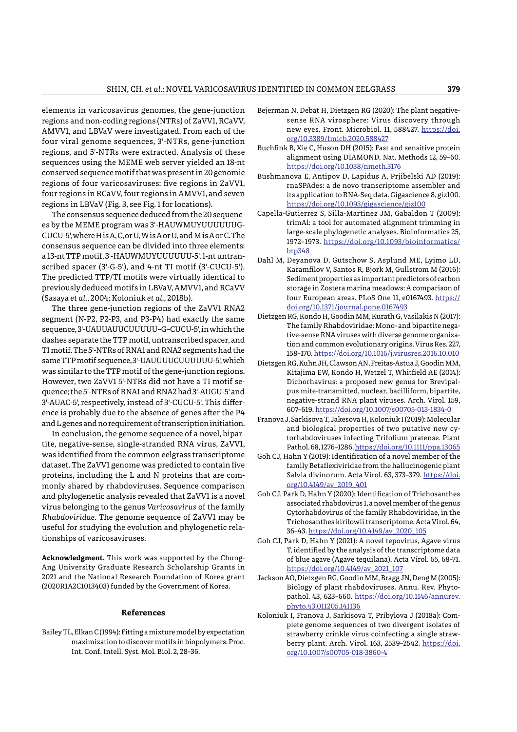elements in varicosavirus genomes, the gene-junction regions and non-coding regions (NTRs) of ZaVV1, RCaVV, AMVV1, and LBVaV were investigated. From each of the four viral genome sequences, 3'-NTRs, gene-junction regions, and 5'-NTRs were extracted. Analysis of these sequences using the MEME web server yielded an 18-nt conserved sequence motif that was present in 20 genomic regions of four varicosaviruses: five regions in ZaVV1, four regions in RCaVV, four regions in AMVV1, and seven regions in LBVaV (Fig. 3, see Fig. 1 for locations).

The consensus sequence deduced from the 20 sequences by the MEME program was 3'-HAUWMUYUUUUUUG-CUCU-5', where H is A, C, or U, W is A or U, and M is A or C. The consensus sequence can be divided into three elements: a 13-nt TTP motif, 3'-HAUWMUYUUUUUU-5', 1-nt untranscribed spacer (3'-G-5'), and 4-nt TI motif (3'-CUCU-5'). The predicted TTP/TI motifs were virtually identical to previously deduced motifs in LBVaV, AMVV1, and RCaVV (Sasaya *et al*., 2004; Koloniuk *et al*., 2018b).

The three gene-junction regions of the ZaVV1 RNA2 segment (N-P2, P2-P3, and P3-P4) had exactly the same sequence, 3'-UAUUAUUCUUUUU–G–CUCU-5', in which the dashes separate the TTP motif, untranscribed spacer, and TI motif. The 5'-NTRs of RNA1 and RNA2 segments had the same TTP motif sequence, 3'-UAUUUUCUUUUUU-5', which was similar to the TTP motif of the gene-junction regions. However, two ZaVV1 5'-NTRs did not have a TI motif sequence; the 5'-NTRs of RNA1 and RNA2 had 3'-AUGU-5' and 3'-AUAC-5', respectively, instead of 3'-CUCU-5'. This difference is probably due to the absence of genes after the P4 and L genes and no requirement of transcription initiation.

In conclusion, the genome sequence of a novel, bipartite, negative-sense, single-stranded RNA virus, ZaVV1, was identified from the common eelgrass transcriptome dataset. The ZaVV1 genome was predicted to contain five proteins, including the L and N proteins that are commonly shared by rhabdoviruses. Sequence comparison and phylogenetic analysis revealed that ZaVV1 is a novel virus belonging to the genus *Varicosavirus* of the family *Rhabdoviridae*. The genome sequence of ZaVV1 may be useful for studying the evolution and phylogenetic relationships of varicosaviruses.

**Acknowledgment.** This work was supported by the Chung-Ang University Graduate Research Scholarship Grants in 2021 and the National Research Foundation of Korea grant (2020R1A2C1013403) funded by the Government of Korea.

## References

Bailey TL, Elkan C (1994): Fitting a mixture model by expectation maximization to discover motifs in biopolymers. Proc. Int. Conf. Intell. Syst. Mol. Biol. 2, 28–36.

Bejerman N, Debat H, Dietzgen RG (2020): The plant negative-sense RNA virosphere: Virus discovery through new eyes. Front. Microbiol. 11, 588427. https://doi.org/10.3389/fmicb.2020.588427

Buchfink B, Xie C, Huson DH (2015): Fast and sensitive protein alignment using DIAMOND. Nat. Methods 12, 59–60. https://doi.org/10.1038/nmeth.3176

Bushmanova E, Antipov D, Lapidus A, Prjibelski AD (2019): rnaSPAdes: a de novo transcriptome assembler and its application to RNA-Seq data. Gigascience 8, giz100. https://doi.org/10.1093/gigascience/giz100

Capella-Gutierrez S, Silla-Martinez JM, Gabaldon T (2009): trimAl: a tool for automated alignment trimming in large-scale phylogenetic analyses. Bioinformatics 25, 1972–1973. https://doi.org/10.1093/bioinformatics/btp348

Dahl M, Deyanova D, Gutschow S, Asplund ME, Lyimo LD, Karamfilov V, Santos R, Bjork M, Gullstrom M (2016): Sediment properties as important predictors of carbon storage in Zostera marina meadows: A comparison of four European areas. PLoS One 11, e0167493. https://doi.org/10.1371/journal.pone.0167493

Dietzgen RG, Kondo H, Goodin MM, Kurath G, Vasilakis N (2017): The family Rhabdoviridae: Mono- and bipartite negative-sense RNA viruses with diverse genome organization and common evolutionary origins. Virus Res. 227, 158–170. https://doi.org/10.1016/j.virusres.2016.10.010

Dietzgen RG, Kuhn JH, Clawson AN, Freitas-Astua J, Goodin MM, Kitajima EW, Kondo H, Wetzel T, Whitfield AE (2014): Dichorhavirus: a proposed new genus for Brevipalpus mite-transmitted, nuclear, bacilliform, bipartite, negative-strand RNA plant viruses. Arch. Virol. 159, 607–619. https://doi.org/10.1007/s00705-013-1834-0

Franova J, Sarkisova T, Jakesova H, Koloniuk I (2019): Molecular and biological properties of two putative new cytorhabdoviruses infecting Trifolium pratense. Plant Pathol. 68, 1276–1286. https://doi.org/10.1111/ppa.13065

Goh CJ, Hahn Y (2019): Identification of a novel member of the family Betaflexiviridae from the hallucinogenic plant Salvia divinorum. Acta Virol. 63, 373–379. https://doi.org/10.4149/av_2019_401

Goh CJ, Park D, Hahn Y (2020): Identification of Trichosanthes associated rhabdovirus 1, a novel member of the genus Cytorhabdovirus of the family Rhabdoviridae, in the Trichosanthes kirilowii transcriptome. Acta Virol. 64, 36–43. https://doi.org/10.4149/av_2020_105

Goh CJ, Park D, Hahn Y (2021): A novel tepovirus, Agave virus T, identified by the analysis of the transcriptome data of blue agave (Agave tequilana). Acta Virol. 65, 68–71. https://doi.org/10.4149/av_2021_107

Jackson AO, Dietzgen RG, Goodin MM, Bragg JN, Deng M (2005): Biology of plant rhabdoviruses. Annu. Rev. Phytopathol. 43, 623–660. https://doi.org/10.1146/annurev.phyto.43.011205.141136

Koloniuk I, Franova J, Sarkisova T, Pribylova J (2018a): Complete genome sequences of two divergent isolates of strawberry crinkle virus coinfecting a single strawberry plant. Arch. Virol. 163, 2539–2542. https://doi.org/10.1007/s00705-018-3860-4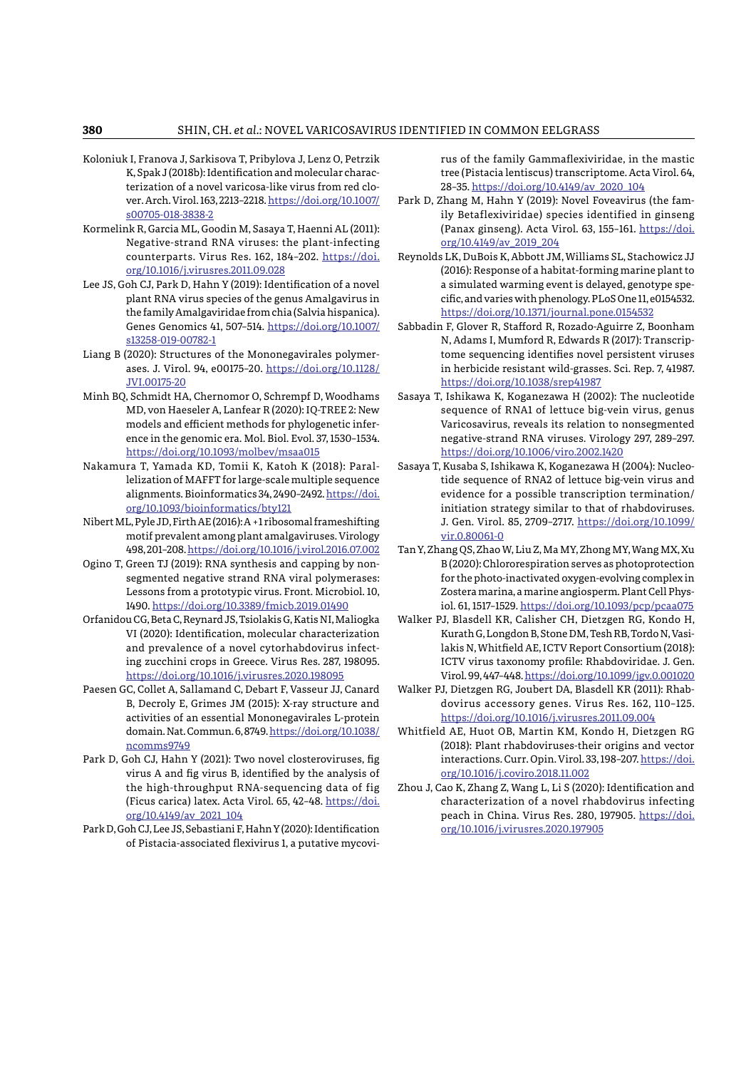Koloniuk I, Franova J, Sarkisova T, Pribylova J, Lenz O, Petrzik K, Spak J (2018b): Identification and molecular characterization of a novel varicosa-like virus from red clover. Arch. Virol. 163, 2213–2218. https://doi.org/10.1007/s00705-018-3838-2

Kormelink R, Garcia ML, Goodin M, Sasaya T, Haenni AL (2011): Negative-strand RNA viruses: the plant-infecting counterparts. Virus Res. 162, 184–202. https://doi.org/10.1016/j.virusres.2011.09.028

Lee JS, Goh CJ, Park D, Hahn Y (2019): Identification of a novel plant RNA virus species of the genus Amalgavirus in the family Amalgaviridae from chia (Salvia hispanica). Genes Genomics 41, 507–514. https://doi.org/10.1007/s13258-019-00782-1

Liang B (2020): Structures of the Mononegavirales polymerases. J. Virol. 94, e00175-20. https://doi.org/10.1128/JVI.00175-20

Minh BQ, Schmidt HA, Chernomor O, Schrempf D, Woodhams MD, von Haeseler A, Lanfear R (2020): IQ-TREE 2: New models and efficient methods for phylogenetic inference in the genomic era. Mol. Biol. Evol. 37, 1530–1534. https://doi.org/10.1093/molbev/msaa015

Nakamura T, Yamada KD, Tomii K, Katoh K (2018): Parallelization of MAFFT for large-scale multiple sequence alignments. Bioinformatics 34, 2490–2492. https://doi.org/10.1093/bioinformatics/bty121

Nibert ML, Pyle JD, Firth AE (2016): A +1 ribosomal frameshifting motif prevalent among plant amalgaviruses. Virology 498, 201–208. https://doi.org/10.1016/j.virol.2016.07.002

Ogino T, Green TJ (2019): RNA synthesis and capping by non-segmented negative strand RNA viral polymerases: Lessons from a prototypic virus. Front. Microbiol. 10, 1490. https://doi.org/10.3389/fmicb.2019.01490

Orfanidou CG, Beta C, Reynard JS, Tsiolakis G, Katis NI, Maliogka VI (2020): Identification, molecular characterization and prevalence of a novel cytorhabdovirus infecting zucchini crops in Greece. Virus Res. 287, 198095. https://doi.org/10.1016/j.virusres.2020.198095

Paesen GC, Collet A, Sallamand C, Debart F, Vasseur JJ, Canard B, Decroly E, Grimes JM (2015): X-ray structure and activities of an essential Mononegavirales L-protein domain. Nat. Commun. 6, 8749. https://doi.org/10.1038/ncomms9749

Park D, Goh CJ, Hahn Y (2021): Two novel closteroviruses, fig virus A and fig virus B, identified by the analysis of the high-throughput RNA-sequencing data of fig (Ficus carica) latex. Acta Virol. 65, 42–48. https://doi.org/10.4149/av_2021_104

Park D, Goh CJ, Lee JS, Sebastiani F, Hahn Y (2020): Identification of Pistacia-associated flexivirus 1, a putative mycovirus of the family Gammaflexiviridae, in the mastic tree (Pistacia lentiscus) transcriptome. Acta Virol. 64, 28–35. https://doi.org/10.4149/av_2020_104

Park D, Zhang M, Hahn Y (2019): Novel Foveavirus (the family Betaflexiviridae) species identified in ginseng (Panax ginseng). Acta Virol. 63, 155–161. https://doi.org/10.4149/av_2019_204

Reynolds LK, DuBois K, Abbott JM, Williams SL, Stachowicz JJ (2016): Response of a habitat-forming marine plant to a simulated warming event is delayed, genotype specific, and varies with phenology. PLoS One 11, e0154532. https://doi.org/10.1371/journal.pone.0154532

Sabbadin F, Glover R, Stafford R, Rozado-Aguirre Z, Boonham N, Adams I, Mumford R, Edwards R (2017): Transcriptome sequencing identifies novel persistent viruses in herbicide resistant wild-grasses. Sci. Rep. 7, 41987. https://doi.org/10.1038/srep41987

Sasaya T, Ishikawa K, Koganezawa H (2002): The nucleotide sequence of RNA1 of lettuce big-vein virus, genus Varicosavirus, reveals its relation to nonsegmented negative-strand RNA viruses. Virology 297, 289–297. https://doi.org/10.1006/viro.2002.1420

Sasaya T, Kusaba S, Ishikawa K, Koganezawa H (2004): Nucleotide sequence of RNA2 of lettuce big-vein virus and evidence for a possible transcription termination/initiation strategy similar to that of rhabdoviruses. J. Gen. Virol. 85, 2709–2717. https://doi.org/10.1099/vir.0.80061-0

Tan Y, Zhang QS, Zhao W, Liu Z, Ma MY, Zhong MY, Wang MX, Xu B (2020): Chlororespiration serves as photoprotection for the photo-inactivated oxygen-evolving complex in Zostera marina, a marine angiosperm. Plant Cell Physiol. 61, 1517–1529. https://doi.org/10.1093/pcp/pcaa075

Walker PJ, Blasdell KR, Calisher CH, Dietzgen RG, Kondo H, Kurath G, Longdon B, Stone DM, Tesh RB, Tordo N, Vasilakis N, Whitfield AE, ICTV Report Consortium (2018): ICTV virus taxonomy profile: Rhabdoviridae. J. Gen. Virol. 99, 447–448. https://doi.org/10.1099/jgv.0.001020

Walker PJ, Dietzgen RG, Joubert DA, Blasdell KR (2011): Rhabdovirus accessory genes. Virus Res. 162, 110–125. https://doi.org/10.1016/j.virusres.2011.09.004

Whitfield AE, Huot OB, Martin KM, Kondo H, Dietzgen RG (2018): Plant rhabdoviruses-their origins and vector interactions. Curr. Opin. Virol. 33, 198–207. https://doi.org/10.1016/j.coviro.2018.11.002

Zhou J, Cao K, Zhang Z, Wang L, Li S (2020): Identification and characterization of a novel rhabdovirus infecting peach in China. Virus Res. 280, 197905. https://doi.org/10.1016/j.virusres.2020.197905